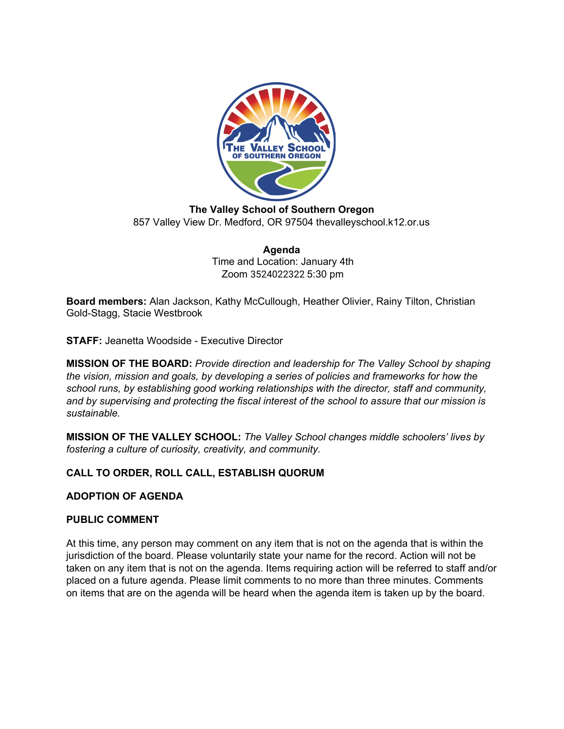**The Valley School of Southern Oregon**
857 Valley View Dr. Medford, OR 97504 thevalleyschool.k12.or.us

**Agenda**
Time and Location: January 4th
Zoom 3524022322 5:30 pm

**Board members:** Alan Jackson, Kathy McCullough, Heather Olivier, Rainy Tilton, Christian Gold-Stagg, Stacie Westbrook

**STAFF:** Jeanetta Woodside - Executive Director

**MISSION OF THE BOARD:** *Provide direction and leadership for The Valley School by shaping the vision, mission and goals, by developing a series of policies and frameworks for how the school runs, by establishing good working relationships with the director, staff and community, and by supervising and protecting the fiscal interest of the school to assure that our mission is sustainable.*

**MISSION OF THE VALLEY SCHOOL:** *The Valley School changes middle schoolers' lives by fostering a culture of curiosity, creativity, and community.*

**CALL TO ORDER, ROLL CALL, ESTABLISH QUORUM**

**ADOPTION OF AGENDA**

**PUBLIC COMMENT**

At this time, any person may comment on any item that is not on the agenda that is within the jurisdiction of the board. Please voluntarily state your name for the record. Action will not be taken on any item that is not on the agenda. Items requiring action will be referred to staff and/or placed on a future agenda. Please limit comments to no more than three minutes. Comments on items that are on the agenda will be heard when the agenda item is taken up by the board.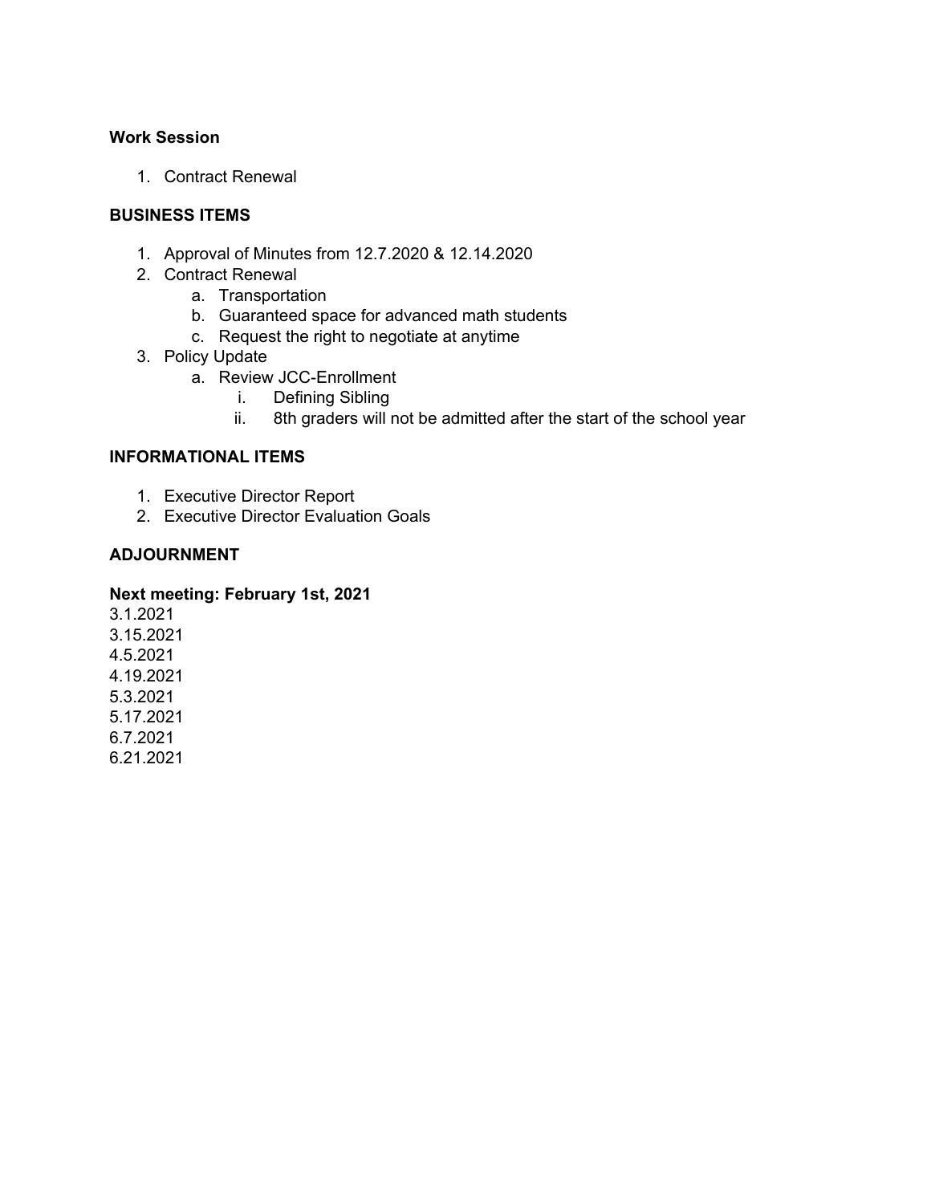**Work Session**

1. Contract Renewal

**BUSINESS ITEMS**

1. Approval of Minutes from 12.7.2020 & 12.14.2020
2. Contract Renewal
    a. Transportation
    b. Guaranteed space for advanced math students
    c. Request the right to negotiate at anytime
3. Policy Update
    a. Review JCC-Enrollment
        i. Defining Sibling
        ii. 8th graders will not be admitted after the start of the school year

**INFORMATIONAL ITEMS**

1. Executive Director Report
2. Executive Director Evaluation Goals

**ADJOURNMENT**

**Next meeting: February 1st, 2021**
3.1.2021
3.15.2021
4.5.2021
4.19.2021
5.3.2021
5.17.2021
6.7.2021
6.21.2021